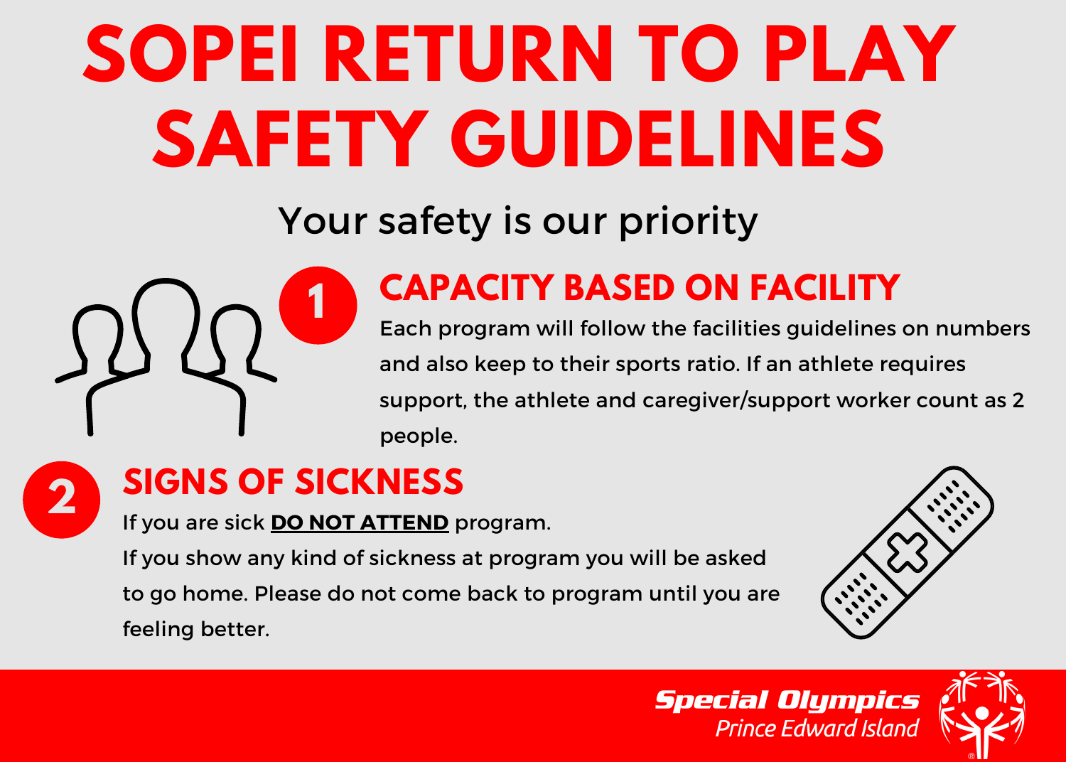# SOPEI RETURN TO PLAY SAFETY GUIDELINES

Your safety is our priority

## 1 CAPACITY BASED ON FACILITY

Each program will follow the facilities guidelines on numbers and also keep to their sports ratio. If an athlete requires support, the athlete and caregiver/support worker count as 2 people.

## 2 SIGNS OF SICKNESS

If you are sick **DO NOT ATTEND** program.

If you show any kind of sickness at program you will be asked to go home. Please do not come back to program until you are feeling better.

**Special Olympics**
*Prince Edward Island*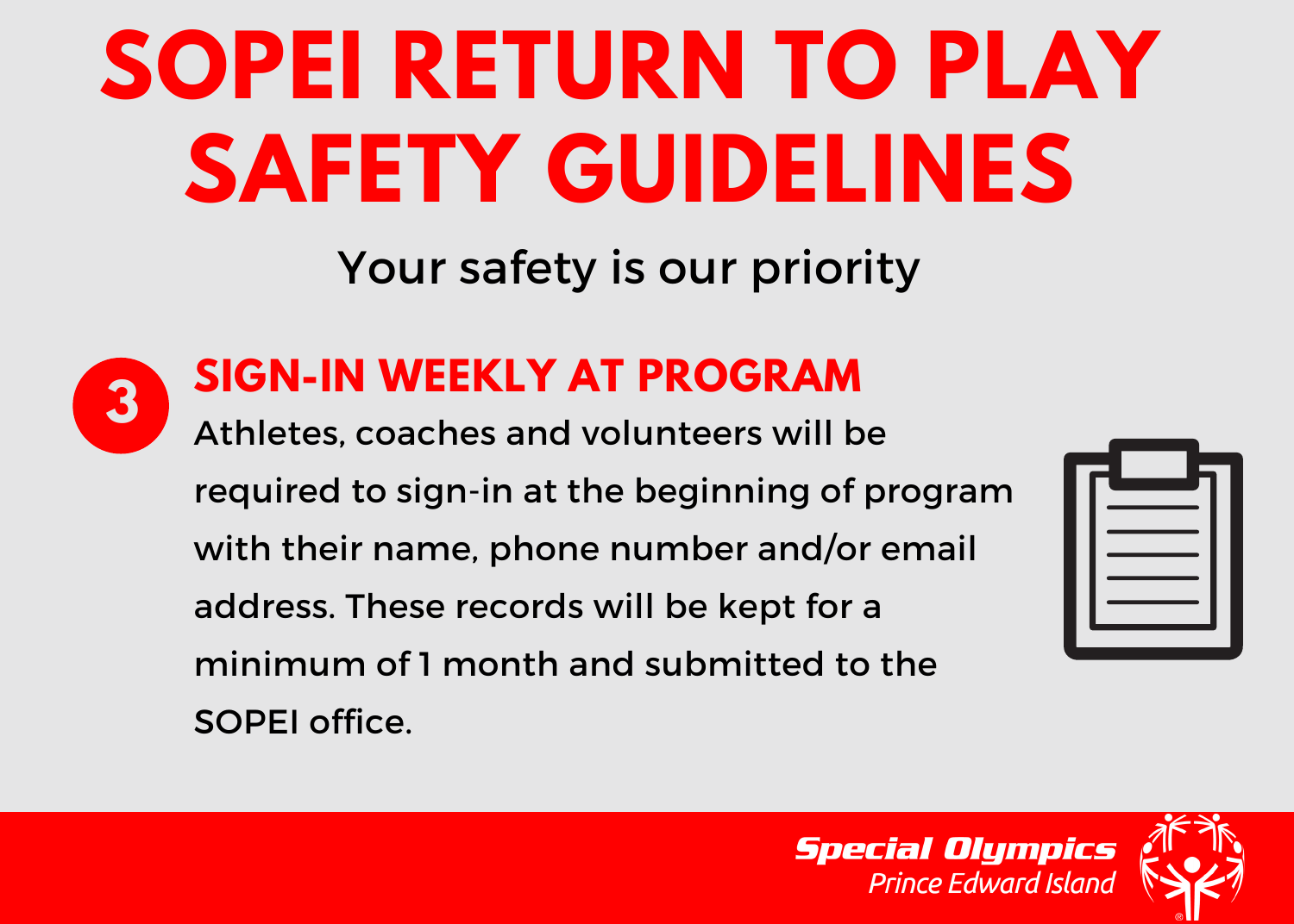# SOPEI RETURN TO PLAY SAFETY GUIDELINES

Your safety is our priority

## 3 SIGN-IN WEEKLY AT PROGRAM

Athletes, coaches and volunteers will be required to sign-in at the beginning of program with their name, phone number and/or email address. These records will be kept for a minimum of 1 month and submitted to the SOPEI office.

**Special Olympics** *Prince Edward Island*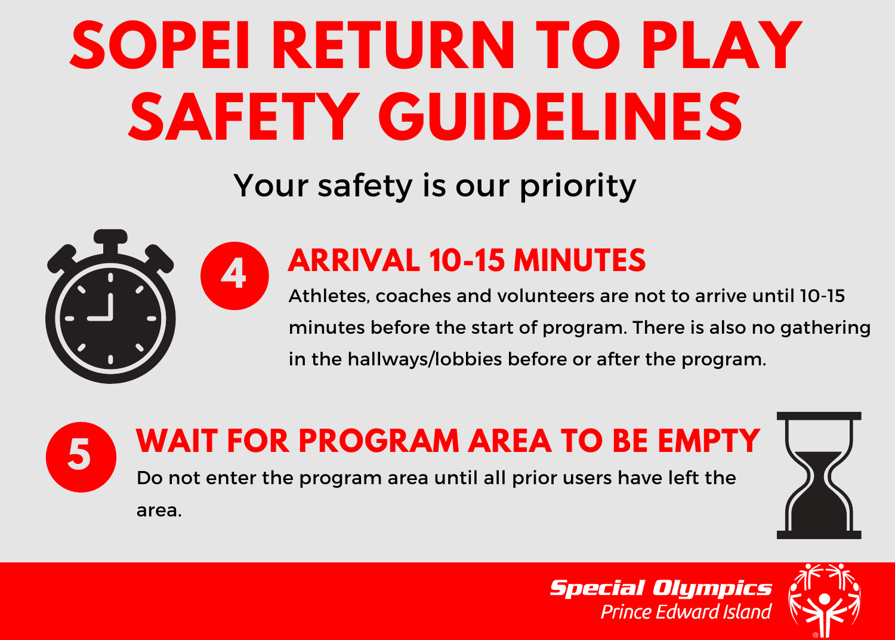# SOPEI RETURN TO PLAY SAFETY GUIDELINES

Your safety is our priority

## 4 ARRIVAL 10-15 MINUTES

Athletes, coaches and volunteers are not to arrive until 10-15 minutes before the start of program. There is also no gathering in the hallways/lobbies before or after the program.

## 5 WAIT FOR PROGRAM AREA TO BE EMPTY

Do not enter the program area until all prior users have left the area.

**Special Olympics**
*Prince Edward Island*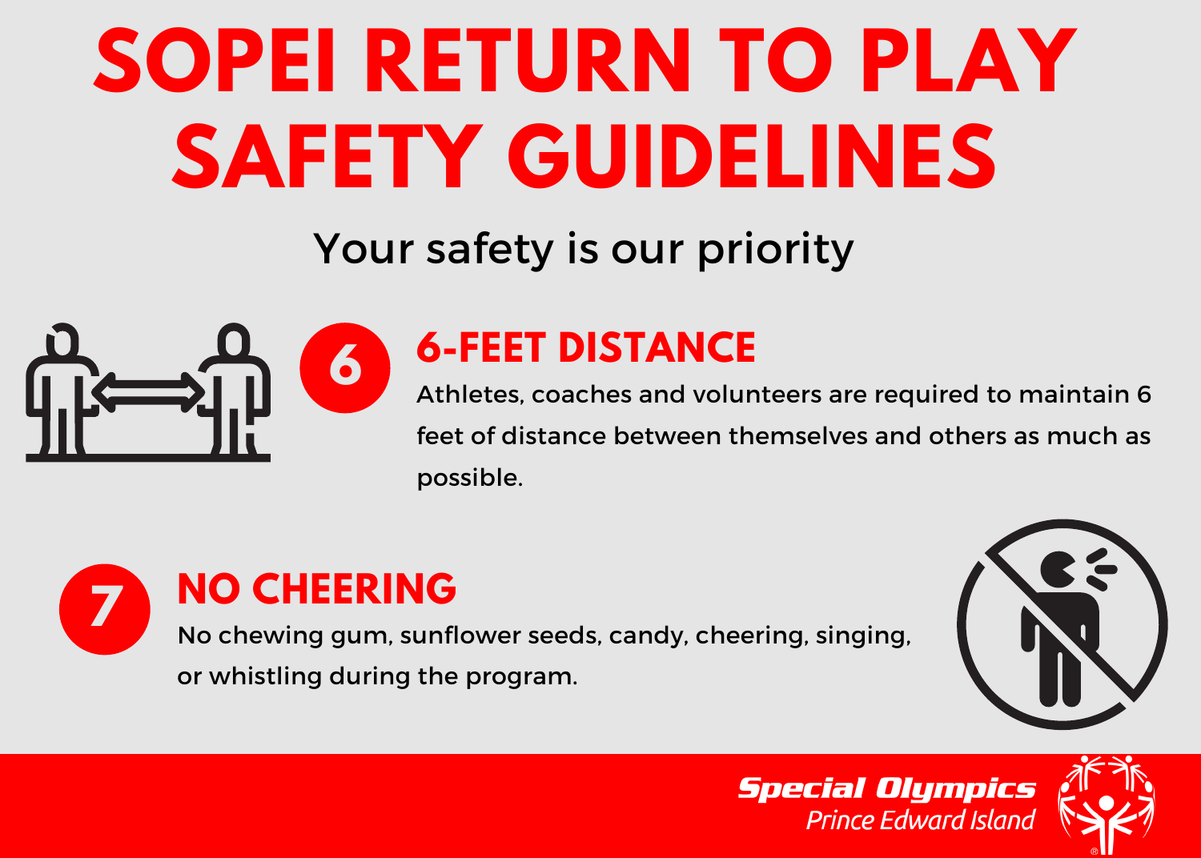# SOPEI RETURN TO PLAY SAFETY GUIDELINES

Your safety is our priority

## 6 6-FEET DISTANCE

Athletes, coaches and volunteers are required to maintain 6 feet of distance between themselves and others as much as possible.

## 7 NO CHEERING

No chewing gum, sunflower seeds, candy, cheering, singing, or whistling during the program.

**Special Olympics**
*Prince Edward Island*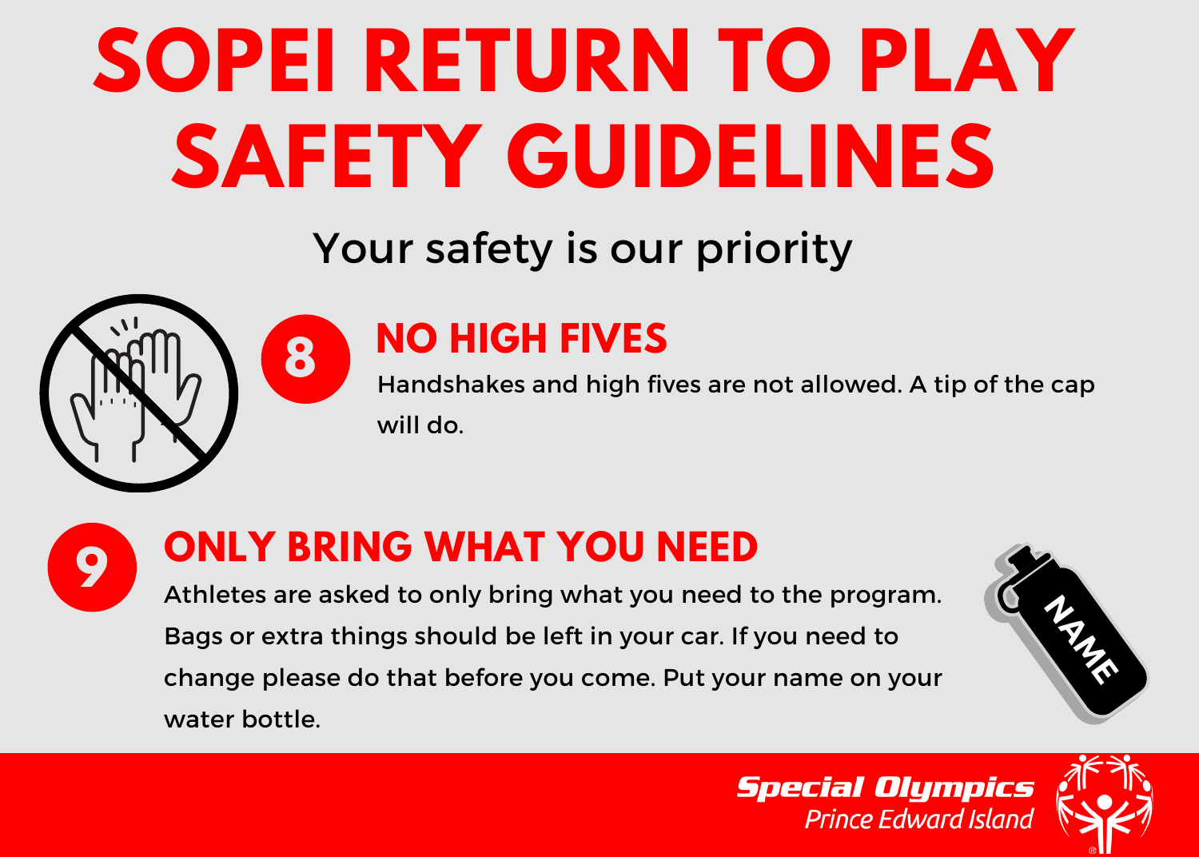# SOPEI RETURN TO PLAY SAFETY GUIDELINES

Your safety is our priority

## 8 NO HIGH FIVES

Handshakes and high fives are not allowed. A tip of the cap will do.

## 9 ONLY BRING WHAT YOU NEED

Athletes are asked to only bring what you need to the program. Bags or extra things should be left in your car. If you need to change please do that before you come. Put your name on your water bottle.

**Special Olympics**
*Prince Edward Island*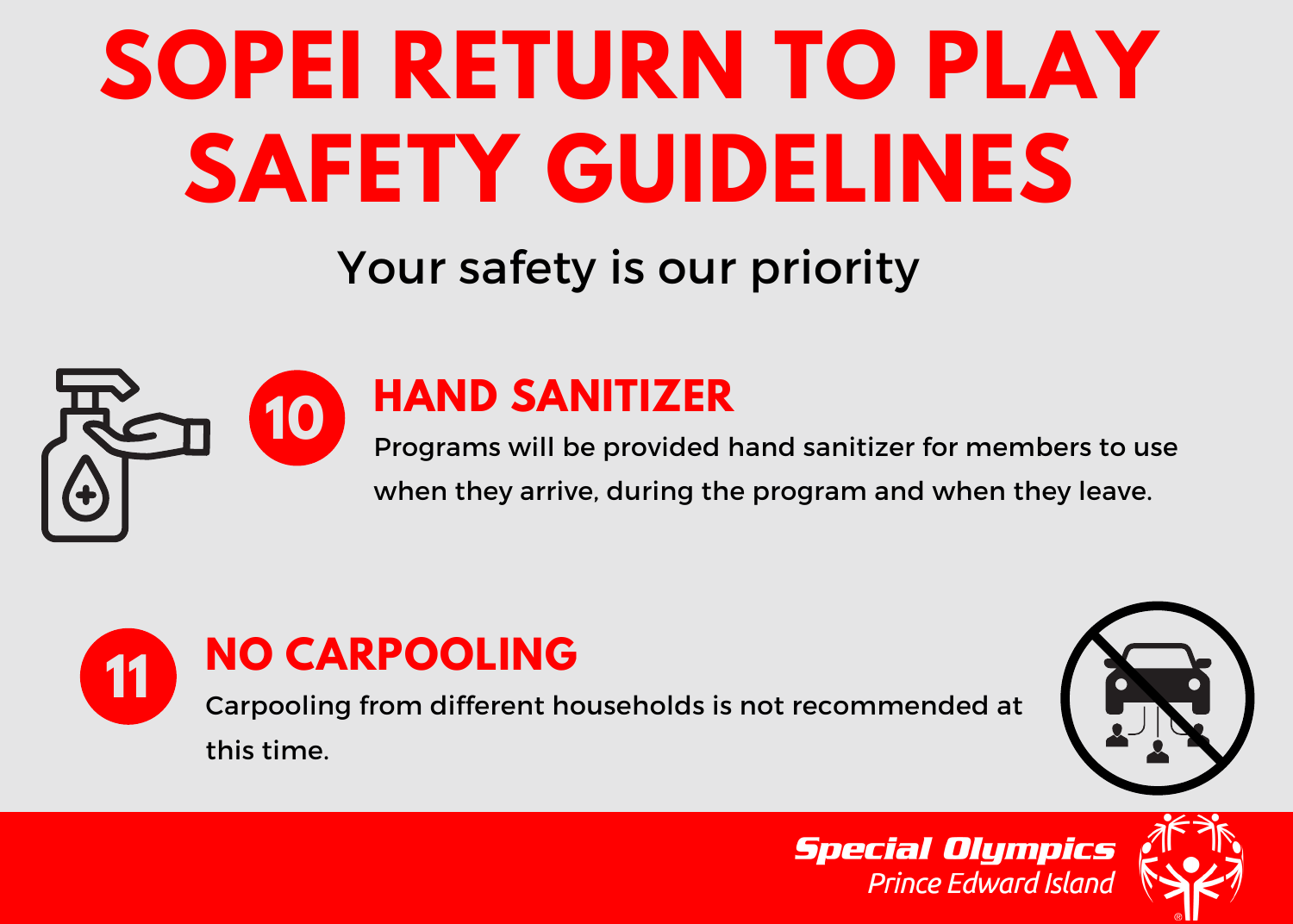# SOPEI RETURN TO PLAY SAFETY GUIDELINES

Your safety is our priority

## 10 HAND SANITIZER

Programs will be provided hand sanitizer for members to use when they arrive, during the program and when they leave.

## 11 NO CARPOOLING

Carpooling from different households is not recommended at this time.

**Special Olympics**
*Prince Edward Island*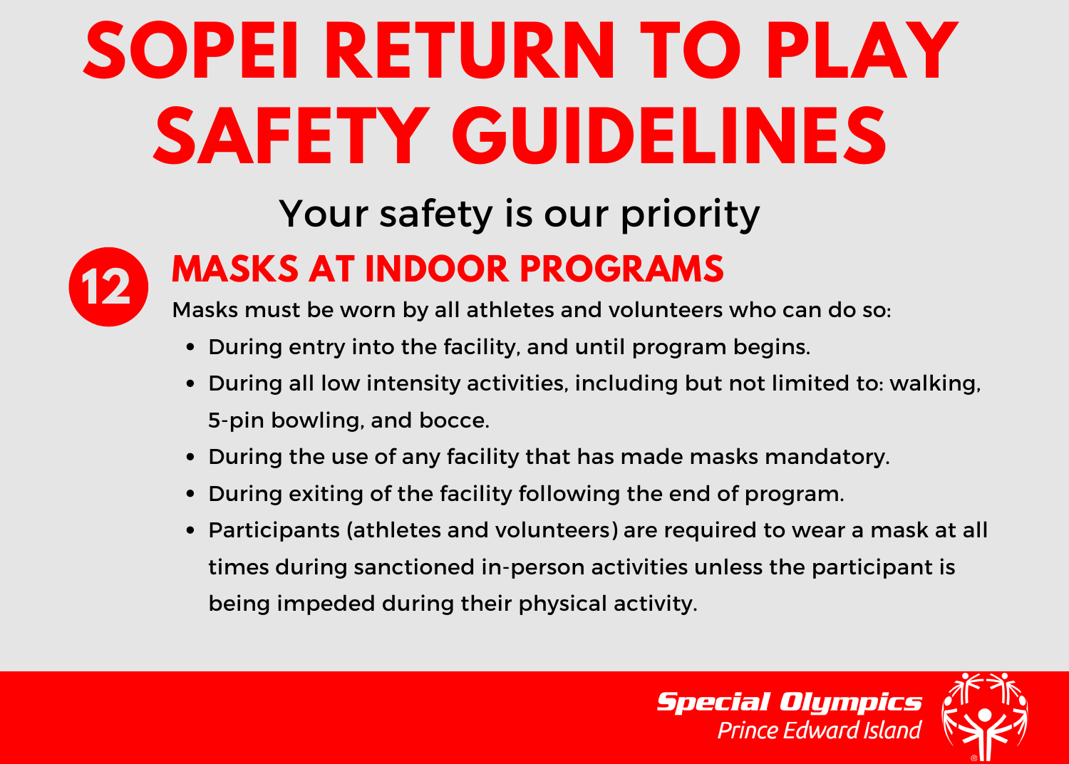# SOPEI RETURN TO PLAY SAFETY GUIDELINES

Your safety is our priority

## 12 MASKS AT INDOOR PROGRAMS

Masks must be worn by all athletes and volunteers who can do so:

- During entry into the facility, and until program begins.
- During all low intensity activities, including but not limited to: walking, 5-pin bowling, and bocce.
- During the use of any facility that has made masks mandatory.
- During exiting of the facility following the end of program.
- Participants (athletes and volunteers) are required to wear a mask at all times during sanctioned in-person activities unless the participant is being impeded during their physical activity.

**Special Olympics**
*Prince Edward Island*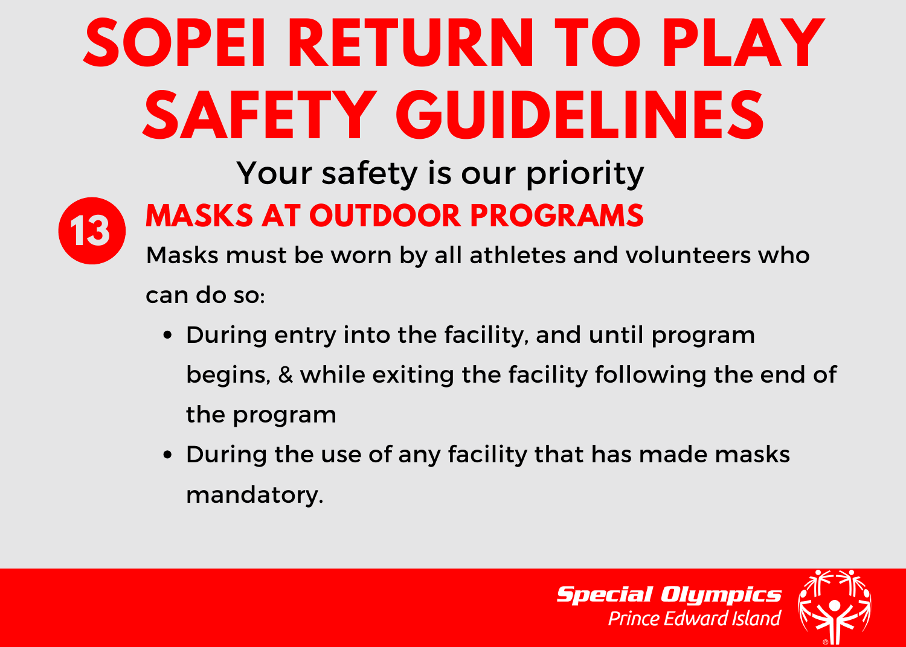# SOPEI RETURN TO PLAY SAFETY GUIDELINES

Your safety is our priority

## 13 MASKS AT OUTDOOR PROGRAMS

Masks must be worn by all athletes and volunteers who can do so:

- During entry into the facility, and until program begins, & while exiting the facility following the end of the program
- During the use of any facility that has made masks mandatory.

Special Olympics
*Prince Edward Island*